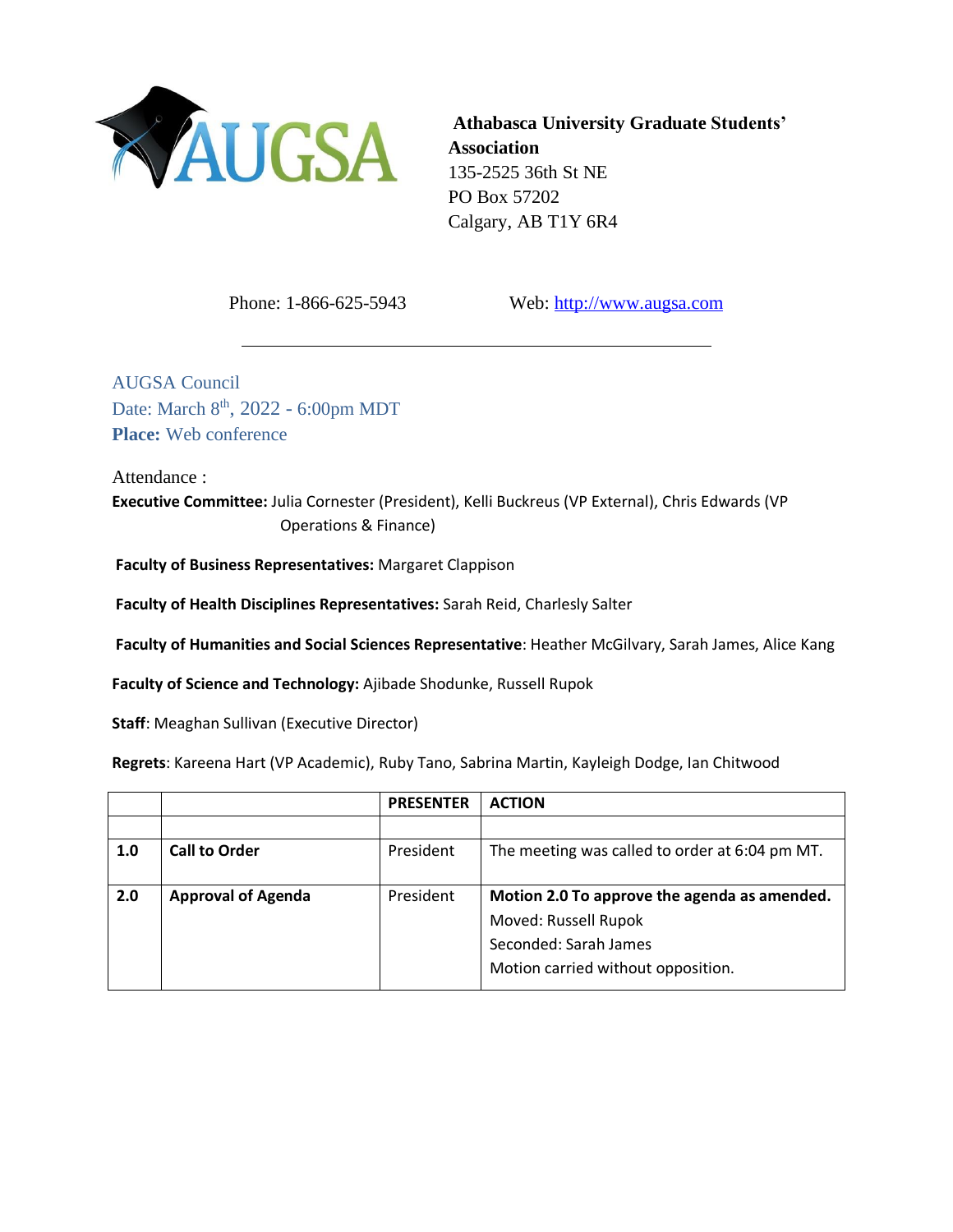**Athabasca University Graduate Students' Association**
135-2525 36th St NE
PO Box 57202
Calgary, AB T1Y 6R4

Phone: 1-866-625-5943 Web: http://www.augsa.com

---

AUGSA Council
Date: March 8th, 2022 - 6:00pm MDT
**Place:** Web conference

Attendance :

**Executive Committee:** Julia Cornester (President), Kelli Buckreus (VP External), Chris Edwards (VP Operations & Finance)

**Faculty of Business Representatives:** Margaret Clappison

**Faculty of Health Disciplines Representatives:** Sarah Reid, Charlesly Salter

**Faculty of Humanities and Social Sciences Representative**: Heather McGilvary, Sarah James, Alice Kang

**Faculty of Science and Technology:** Ajibade Shodunke, Russell Rupok

**Staff**: Meaghan Sullivan (Executive Director)

**Regrets**: Kareena Hart (VP Academic), Ruby Tano, Sabrina Martin, Kayleigh Dodge, Ian Chitwood

| | | **PRESENTER** | **ACTION** |
|---|---|---|---|
| | | | |
| **1.0** | **Call to Order** | President | The meeting was called to order at 6:04 pm MT. |
| **2.0** | **Approval of Agenda** | President | **Motion 2.0 To approve the agenda as amended.**<br>Moved: Russell Rupok<br>Seconded: Sarah James<br>Motion carried without opposition. |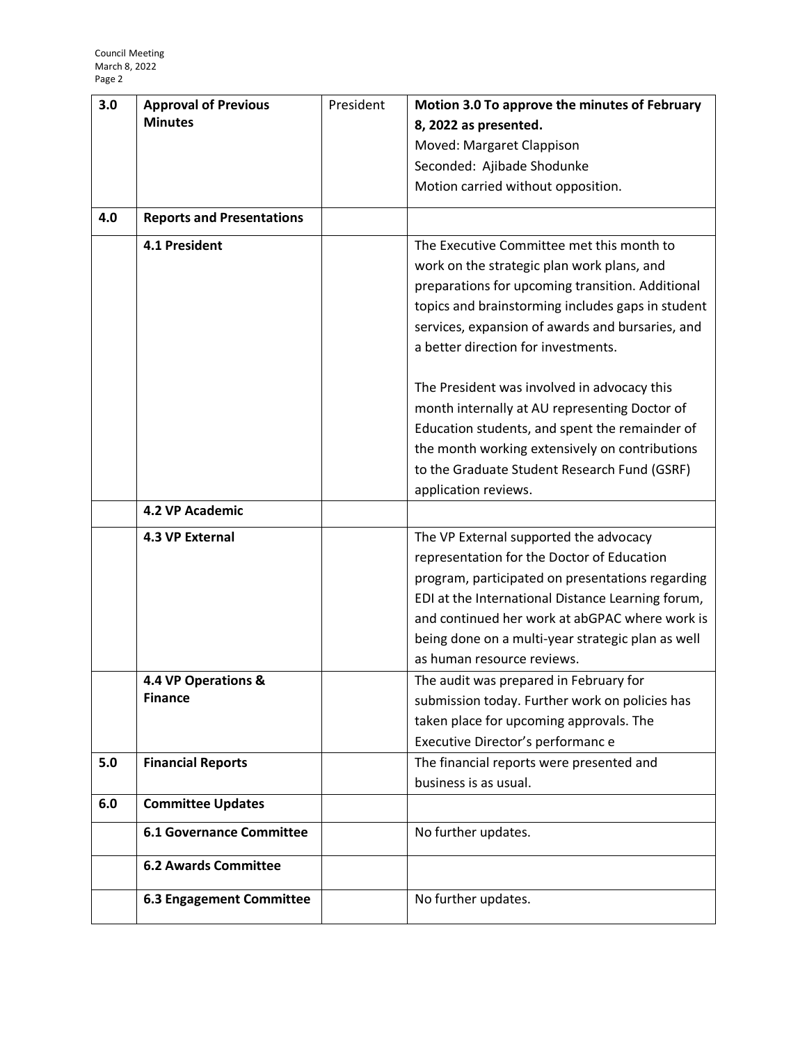| 3.0 | **Approval of Previous Minutes** | President | **Motion 3.0 To approve the minutes of February 8, 2022 as presented.**<br>Moved: Margaret Clappison<br>Seconded: Ajibade Shodunke<br>Motion carried without opposition. |
|---|---|---|---|
| 4.0 | **Reports and Presentations** | | |
| | **4.1 President** | | The Executive Committee met this month to work on the strategic plan work plans, and preparations for upcoming transition. Additional topics and brainstorming includes gaps in student services, expansion of awards and bursaries, and a better direction for investments.<br><br>The President was involved in advocacy this month internally at AU representing Doctor of Education students, and spent the remainder of the month working extensively on contributions to the Graduate Student Research Fund (GSRF) application reviews. |
| | **4.2 VP Academic** | | |
| | **4.3 VP External** | | The VP External supported the advocacy representation for the Doctor of Education program, participated on presentations regarding EDI at the International Distance Learning forum, and continued her work at abGPAC where work is being done on a multi-year strategic plan as well as human resource reviews. |
| | **4.4 VP Operations & Finance** | | The audit was prepared in February for submission today. Further work on policies has taken place for upcoming approvals. The Executive Director's performanc e |
| 5.0 | **Financial Reports** | | The financial reports were presented and business is as usual. |
| 6.0 | **Committee Updates** | | |
| | **6.1 Governance Committee** | | No further updates. |
| | **6.2 Awards Committee** | | |
| | **6.3 Engagement Committee** | | No further updates. |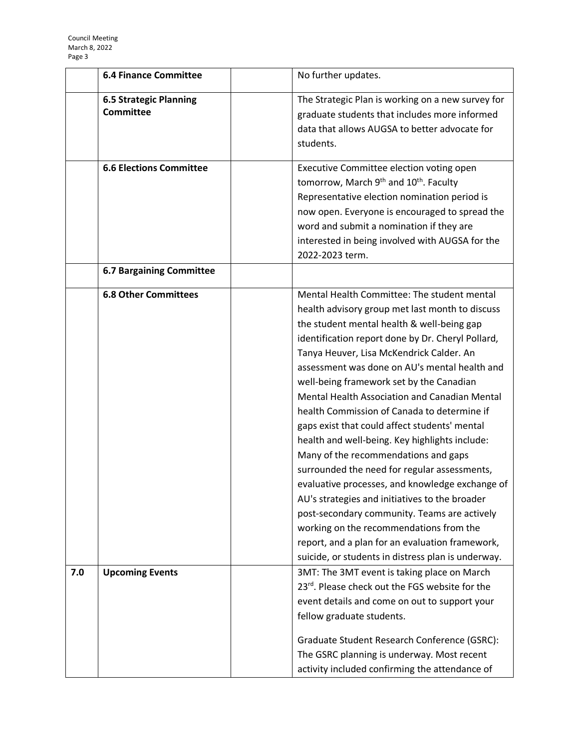| | | | |
|---|---|---|---|
| | **6.4 Finance Committee** | | No further updates. |
| | **6.5 Strategic Planning Committee** | | The Strategic Plan is working on a new survey for graduate students that includes more informed data that allows AUGSA to better advocate for students. |
| | **6.6 Elections Committee** | | Executive Committee election voting open tomorrow, March 9th and 10th. Faculty Representative election nomination period is now open. Everyone is encouraged to spread the word and submit a nomination if they are interested in being involved with AUGSA for the 2022-2023 term. |
| | **6.7 Bargaining Committee** | | |
| | **6.8 Other Committees** | | Mental Health Committee: The student mental health advisory group met last month to discuss the student mental health & well-being gap identification report done by Dr. Cheryl Pollard, Tanya Heuver, Lisa McKendrick Calder. An assessment was done on AU's mental health and well-being framework set by the Canadian Mental Health Association and Canadian Mental health Commission of Canada to determine if gaps exist that could affect students' mental health and well-being. Key highlights include: Many of the recommendations and gaps surrounded the need for regular assessments, evaluative processes, and knowledge exchange of AU's strategies and initiatives to the broader post-secondary community. Teams are actively working on the recommendations from the report, and a plan for an evaluation framework, suicide, or students in distress plan is underway. |
| **7.0** | **Upcoming Events** | | 3MT: The 3MT event is taking place on March 23rd. Please check out the FGS website for the event details and come on out to support your fellow graduate students.<br><br>Graduate Student Research Conference (GSRC): The GSRC planning is underway. Most recent activity included confirming the attendance of |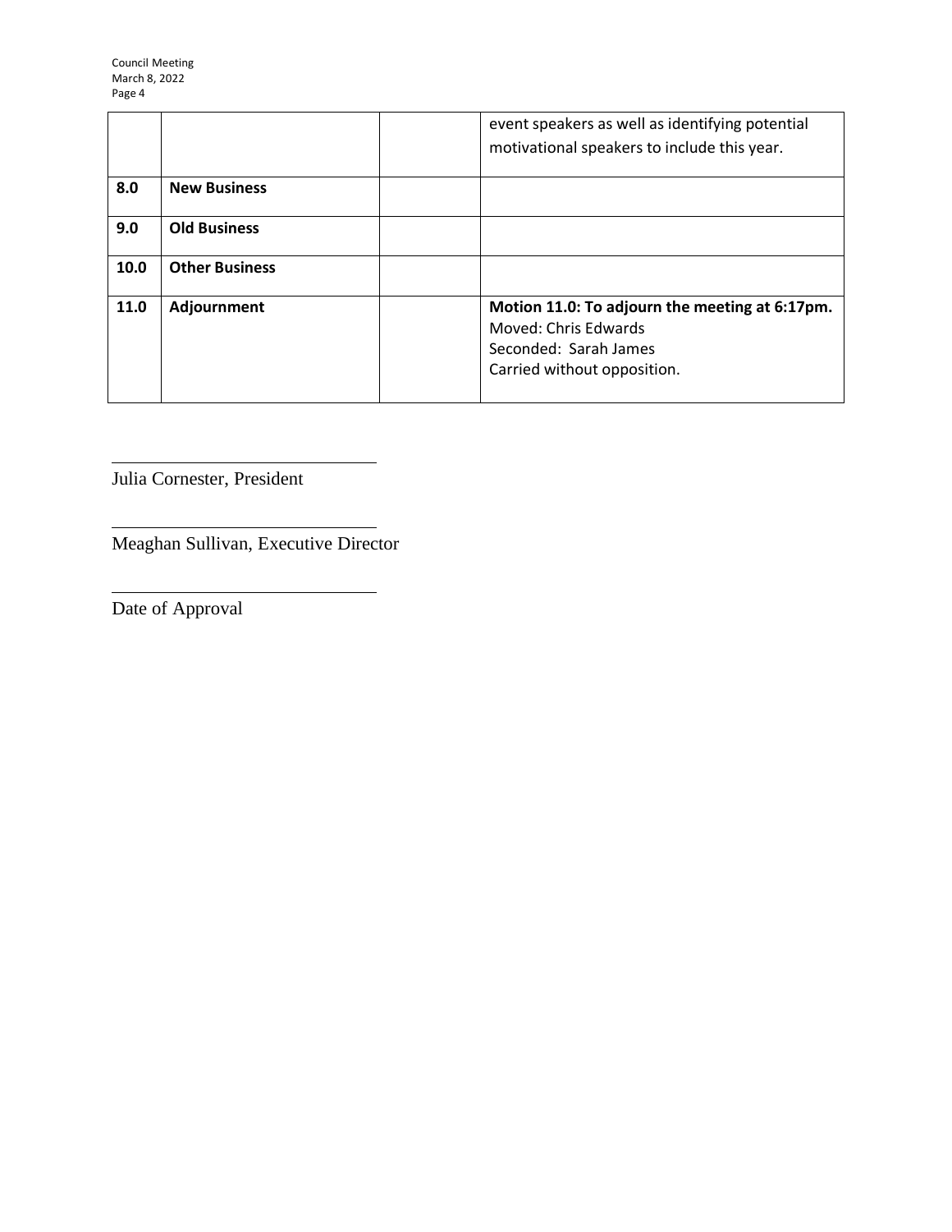| | | | |
|---|---|---|---|
| | | | event speakers as well as identifying potential motivational speakers to include this year. |
| **8.0** | **New Business** | | |
| **9.0** | **Old Business** | | |
| **10.0** | **Other Business** | | |
| **11.0** | **Adjournment** | | **Motion 11.0: To adjourn the meeting at 6:17pm.** Moved: Chris Edwards Seconded: Sarah James Carried without opposition. |

\_\_\_\_\_\_\_\_\_\_\_\_\_\_\_\_\_\_\_\_\_\_\_\_\_\_\_\_\_\_

Julia Cornester, President

\_\_\_\_\_\_\_\_\_\_\_\_\_\_\_\_\_\_\_\_\_\_\_\_\_\_\_\_\_\_

Meaghan Sullivan, Executive Director

\_\_\_\_\_\_\_\_\_\_\_\_\_\_\_\_\_\_\_\_\_\_\_\_\_\_\_\_\_\_

Date of Approval